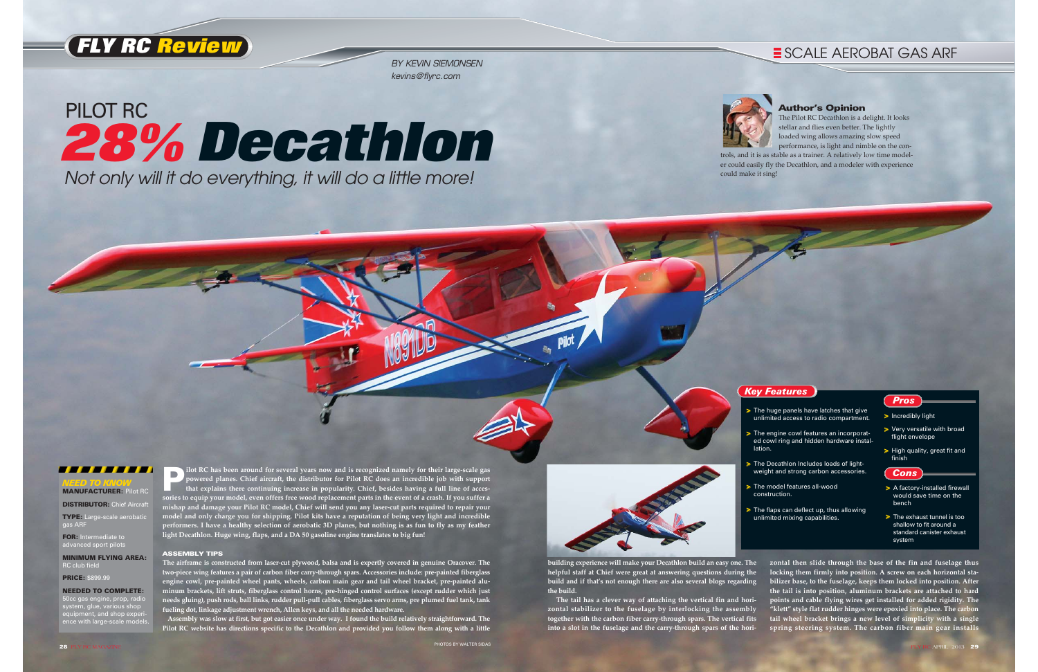# PILOT RC 28% Decathlon

*Not only will it do everything, it will do a little more!*

SCALE AEROBAT GAS ARF

*BY KEVIN SIEMONSEN*
*kevins@flyrc.com*

### Author's Opinion

The Pilot RC Decathlon is a delight. It looks stellar and flies even better. The lightly loaded wing allows amazing slow speed performance, is light and nimble on the controls, and it is as stable as a trainer. A relatively low time modeler could easily fly the Decathlon, and a modeler with experience could make it sing!

### NEED TO KNOW

**MANUFACTURER:** Pilot RC

**DISTRIBUTOR:** Chief Aircraft

**TYPE:** Large-scale aerobatic gas ARF

**FOR:** Intermediate to advanced sport pilots

**MINIMUM FLYING AREA:** RC club field

**PRICE:** $899.99

**NEEDED TO COMPLETE:** 50cc gas engine, prop, radio system, glue, various shop equipment, and shop experience with large-scale models.

**Pilot RC has been around for several years now and is recognized namely for their large-scale gas powered planes. Chief aircraft, the distributor for Pilot RC does an incredible job with support that explains there continuing increase in popularity. Chief, besides having a full line of accessories to equip your model, even offers free wood replacement parts in the event of a crash. If you suffer a mishap and damage your Pilot RC model, Chief will send you any laser-cut parts required to repair your model and only charge you for shipping. Pilot kits have a reputation of being very light and incredible performers. I have a healthy selection of aerobatic 3D planes, but nothing is as fun to fly as my feather light Decathlon. Huge wing, flaps, and a DA 50 gasoline engine translates to big fun!**

### ASSEMBLY TIPS

The airframe is constructed from laser-cut plywood, balsa and is expertly covered in genuine Oracover. The two-piece wing features a pair of carbon fiber carry-through spars. Accessories include: pre-painted fiberglass engine cowl, pre-painted wheel pants, wheels, carbon main gear and tail wheel bracket, pre-painted aluminum brackets, lift struts, fiberglass control horns, pre-hinged control surfaces (except rudder which just needs gluing), push rods, ball links, rudder pull-pull cables, fiberglass servo arms, pre plumed fuel tank, tank fueling dot, linkage adjustment wrench, Allen keys, and all the needed hardware.

Assembly was slow at first, but got easier once under way. I found the build relatively straightforward. The Pilot RC website has directions specific to the Decathlon and provided you follow them along with a little building experience will make your Decathlon build an easy one. The helpful staff at Chief were great at answering questions during the build and if that's not enough there are also several blogs regarding the build.

The tail has a clever way of attaching the vertical fin and horizontal stabilizer to the fuselage by interlocking the assembly together with the carbon fiber carry-through spars. The vertical fits into a slot in the fuselage and the carry-through spars of the horizontal then slide through the base of the fin and fuselage thus locking them firmly into position. A screw on each horizontal stabilizer base, to the fuselage, keeps them locked into position. After the tail is into position, aluminum brackets are attached to hard points and cable flying wires get installed for added rigidity. The "klett" style flat rudder hinges were epoxied into place. The carbon tail wheel bracket brings a new level of simplicity with a single spring steering system. The carbon fiber main gear installs

### Key Features

- The huge panels have latches that give unlimited access to radio compartment.
- The engine cowl features an incorporated cowl ring and hidden hardware installation.
- The Decathlon Includes loads of lightweight and strong carbon accessories.
- The model features all-wood construction.
- The flaps can deflect up, thus allowing unlimited mixing capabilities.

### Pros

- Incredibly light
- Very versatile with broad flight envelope
- High quality, great fit and finish

### Cons

- A factory-installed firewall would save time on the bench
- The exhaust tunnel is too shallow to fit around a standard canister exhaust system

PHOTOS BY WALTER SIDAS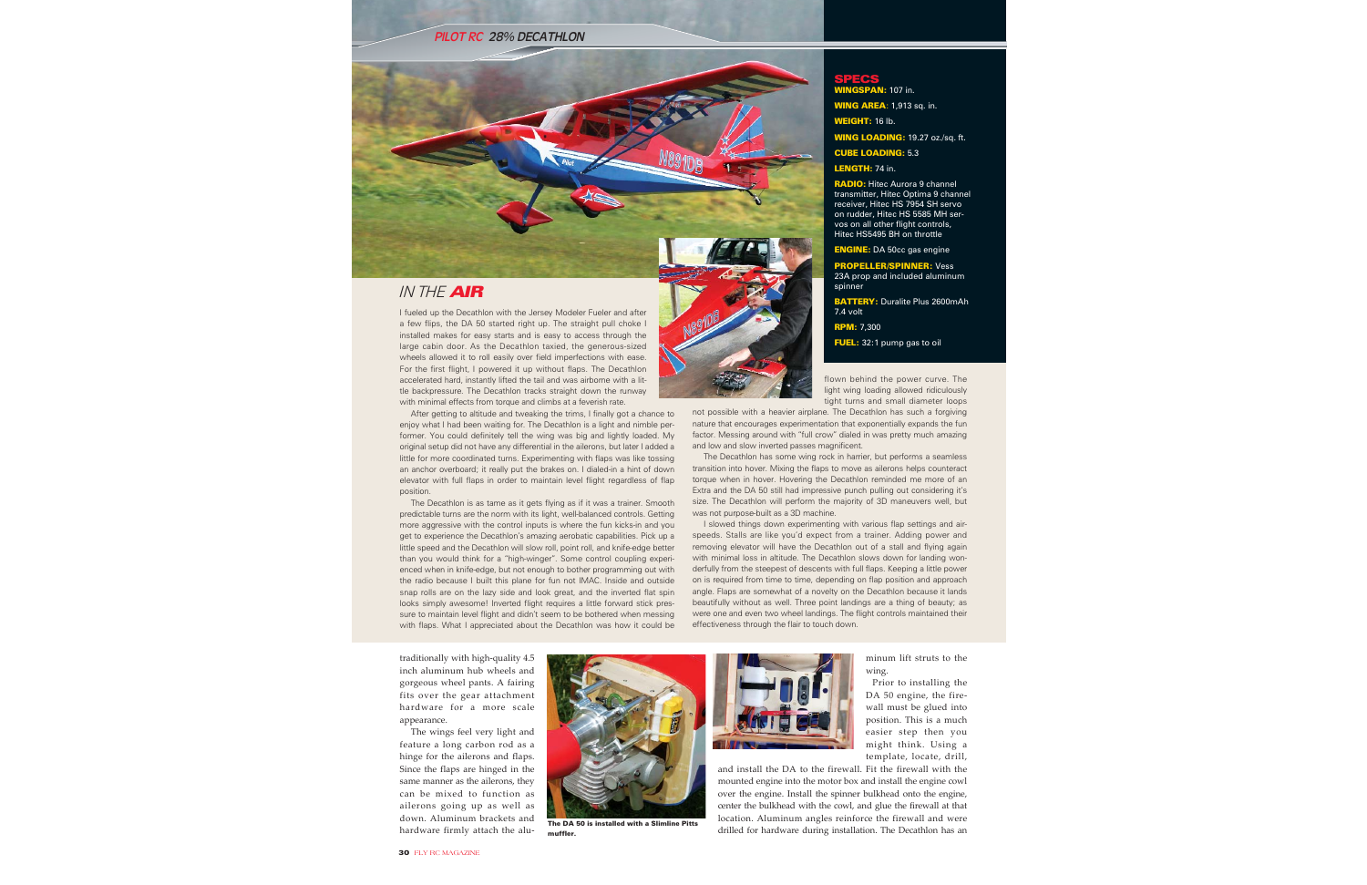## SPECS

**WINGSPAN:** 107 in.

**WING AREA**: 1,913 sq. in.

**WEIGHT:** 16 lb.

**WING LOADING:** 19.27 oz./sq. ft.

**CUBE LOADING:** 5.3

**LENGTH:** 74 in.

**RADIO:** Hitec Aurora 9 channel transmitter, Hitec Optima 9 channel receiver, Hitec HS 7954 SH servo on rudder, Hitec HS 5585 MH servos on all other flight controls, Hitec HS5495 BH on throttle

**ENGINE:** DA 50cc gas engine

**PROPELLER/SPINNER:** Vess 23A prop and included aluminum spinner

**BATTERY:** Duralite Plus 2600mAh 7.4 volt

**RPM:** 7,300

**FUEL:** 32:1 pump gas to oil

## IN THE *AIR*

I fueled up the Decathlon with the Jersey Modeler Fueler and after a few flips, the DA 50 started right up. The straight pull choke I installed makes for easy starts and is easy to access through the large cabin door. As the Decathlon taxied, the generous-sized wheels allowed it to roll easily over field imperfections with ease. For the first flight, I powered it up without flaps. The Decathlon accelerated hard, instantly lifted the tail and was airborne with a little backpressure. The Decathlon tracks straight down the runway with minimal effects from torque and climbs at a feverish rate.

After getting to altitude and tweaking the trims, I finally got a chance to enjoy what I had been waiting for. The Decathlon is a light and nimble performer. You could definitely tell the wing was big and lightly loaded. My original setup did not have any differential in the ailerons, but later I added a little for more coordinated turns. Experimenting with flaps was like tossing an anchor overboard; it really put the brakes on. I dialed-in a hint of down elevator with full flaps in order to maintain level flight regardless of flap position.

The Decathlon is as tame as it gets flying as if it was a trainer. Smooth predictable turns are the norm with its light, well-balanced controls. Getting more aggressive with the control inputs is where the fun kicks-in and you get to experience the Decathlon's amazing aerobatic capabilities. Pick up a little speed and the Decathlon will slow roll, point roll, and knife-edge better than you would think for a "high-winger". Some control coupling experienced when in knife-edge, but not enough to bother programming out with the radio because I built this plane for fun not IMAC. Inside and outside snap rolls are on the lazy side and look great, and the inverted flat spin looks simply awesome! Inverted flight requires a little forward stick pressure to maintain level flight and didn't seem to be bothered when messing with flaps. What I appreciated about the Decathlon was how it could be flown behind the power curve. The light wing loading allowed ridiculously tight turns and small diameter loops not possible with a heavier airplane. The Decathlon has such a forgiving nature that encourages experimentation that exponentially expands the fun factor. Messing around with "full crow" dialed in was pretty much amazing and low and slow inverted passes magnificent.

The Decathlon has some wing rock in harrier, but performs a seamless transition into hover. Mixing the flaps to move as ailerons helps counteract torque when in hover. Hovering the Decathlon reminded me more of an Extra and the DA 50 still had impressive punch pulling out considering it's size. The Decathlon will perform the majority of 3D maneuvers well, but was not purpose-built as a 3D machine.

I slowed things down experimenting with various flap settings and airspeeds. Stalls are like you'd expect from a trainer. Adding power and removing elevator will have the Decathlon out of a stall and flying again with minimal loss in altitude. The Decathlon slows down for landing wonderfully from the steepest of descents with full flaps. Keeping a little power on is required from time to time, depending on flap position and approach angle. Flaps are somewhat of a novelty on the Decathlon because it lands beautifully without as well. Three point landings are a thing of beauty; as were one and even two wheel landings. The flight controls maintained their effectiveness through the flair to touch down.

traditionally with high-quality 4.5 inch aluminum hub wheels and gorgeous wheel pants. A fairing fits over the gear attachment hardware for a more scale appearance.

The wings feel very light and feature a long carbon rod as a hinge for the ailerons and flaps. Since the flaps are hinged in the same manner as the ailerons, they can be mixed to function as ailerons going up as well as down. Aluminum brackets and hardware firmly attach the aluminum lift struts to the wing.

The DA 50 is installed with a Slimline Pitts muffler.

Prior to installing the DA 50 engine, the firewall must be glued into position. This is a much easier step then you might think. Using a template, locate, drill, and install the DA to the firewall. Fit the firewall with the mounted engine into the motor box and install the engine cowl over the engine. Install the spinner bulkhead onto the engine, center the bulkhead with the cowl, and glue the firewall at that location. Aluminum angles reinforce the firewall and were drilled for hardware during installation. The Decathlon has an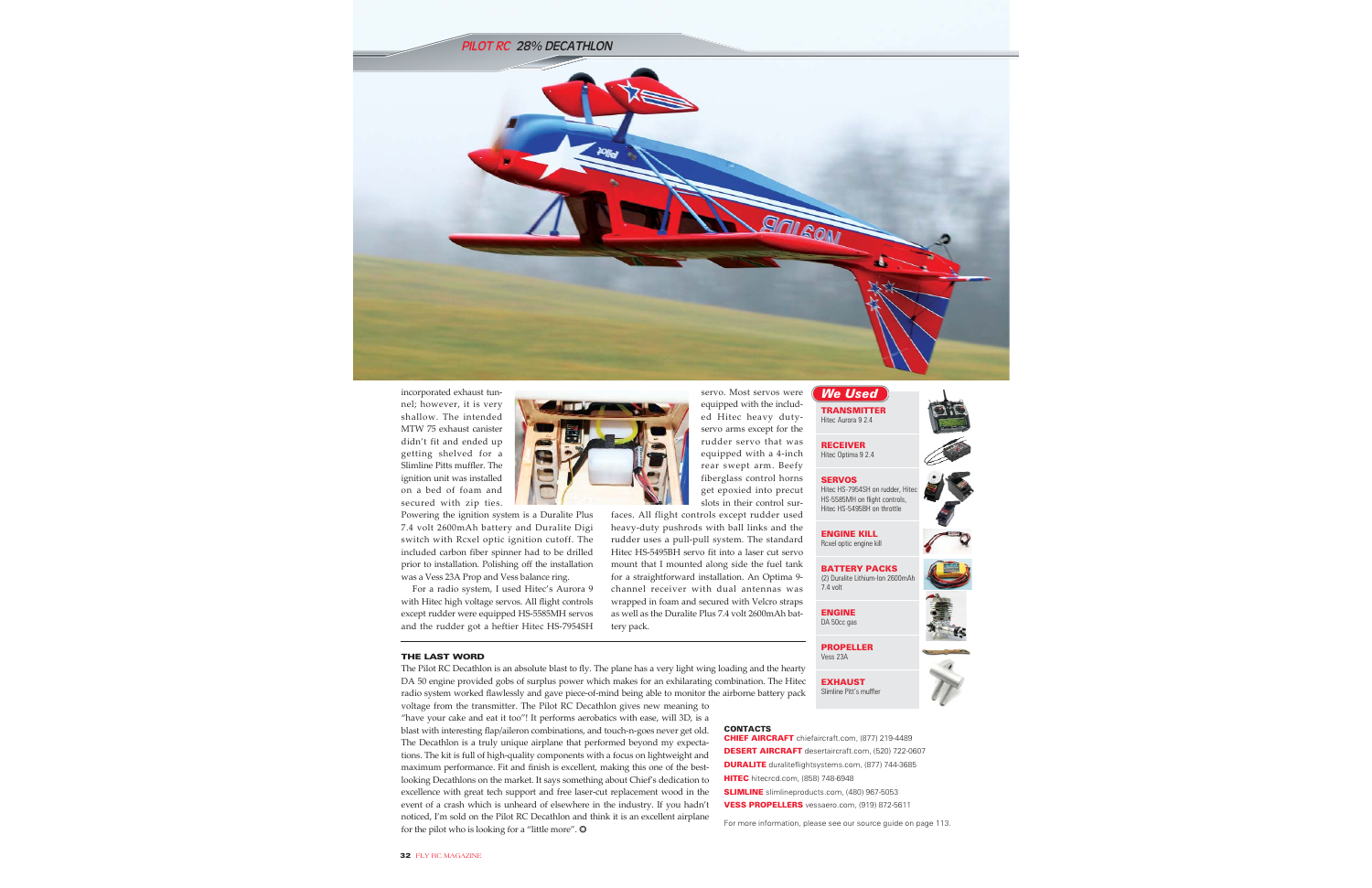incorporated exhaust tunnel; however, it is very shallow. The intended MTW 75 exhaust canister didn't fit and ended up getting shelved for a Slimline Pitts muffler. The ignition unit was installed on a bed of foam and secured with zip ties. Powering the ignition system is a Duralite Plus 7.4 volt 2600mAh battery and Duralite Digi switch with Rcxel optic ignition cutoff. The included carbon fiber spinner had to be drilled prior to installation. Polishing off the installation was a Vess 23A Prop and Vess balance ring.

For a radio system, I used Hitec's Aurora 9 with Hitec high voltage servos. All flight controls except rudder were equipped with HS-5585MH servos and the rudder got a heftier Hitec HS-7954SH servo. Most servos were equipped with the included Hitec heavy duty-servo arms except for the rudder servo that was equipped with a 4-inch rear swept arm. Beefy fiberglass control horns get epoxied into precut slots in their control surfaces. All flight controls except rudder used heavy-duty pushrods with ball links and the rudder uses a pull-pull system. The standard Hitec HS-5495BH servo fit into a laser cut servo mount that I mounted along side the fuel tank for a straightforward installation. An Optima 9-channel receiver with dual antennas was wrapped in foam and secured with Velcro straps as well as the Duralite Plus 7.4 volt 2600mAh battery pack.

### THE LAST WORD

The Pilot RC Decathlon is an absolute blast to fly. The plane has a very light wing loading and the hearty DA 50 engine provided gobs of surplus power which makes for an exhilarating combination. The Hitec radio system worked flawlessly and gave piece-of-mind being able to monitor the airborne battery pack voltage from the transmitter. The Pilot RC Decathlon gives new meaning to "have your cake and eat it too"! It performs aerobatics with ease, will 3D, is a blast with interesting flap/aileron combinations, and touch-n-goes never get old. The Decathlon is a truly unique airplane that performed beyond my expectations. The kit is full of high-quality components with a focus on lightweight and maximum performance. Fit and finish is excellent, making this one of the best-looking Decathlons on the market. It says something about Chief's dedication to excellence with great tech support and free laser-cut replacement wood in the event of a crash which is unheard of elsewhere in the industry. If you hadn't noticed, I'm sold on the Pilot RC Decathlon and think it is an excellent airplane for the pilot who is looking for a "little more". ✪

## We Used

**TRANSMITTER**
Hitec Aurora 9 2.4

**RECEIVER**
Hitec Optima 9 2.4

**SERVOS**
Hitec HS-7954SH on rudder, Hitec HS-5585MH on flight controls, Hitec HS-5495BH on throttle

**ENGINE KILL**
Rcxel optic engine kill

**BATTERY PACKS**
(2) Duralite Lithium-Ion 2600mAh 7.4 volt

**ENGINE**
DA 50cc gas

**PROPELLER**
Vess 23A

**EXHAUST**
Slimline Pitt's muffler

### CONTACTS

**CHIEF AIRCRAFT** chiefaircraft.com, (877) 219-4489
**DESERT AIRCRAFT** desertaircraft.com, (520) 722-0607
**DURALITE** duraliteflightsystems.com, (877) 744-3685
**HITEC** hitecrcd.com, (858) 748-6948
**SLIMLINE** slimlineproducts.com, (480) 967-5053
**VESS PROPELLERS** vessaero.com, (919) 872-5611

For more information, please see our source guide on page 113.